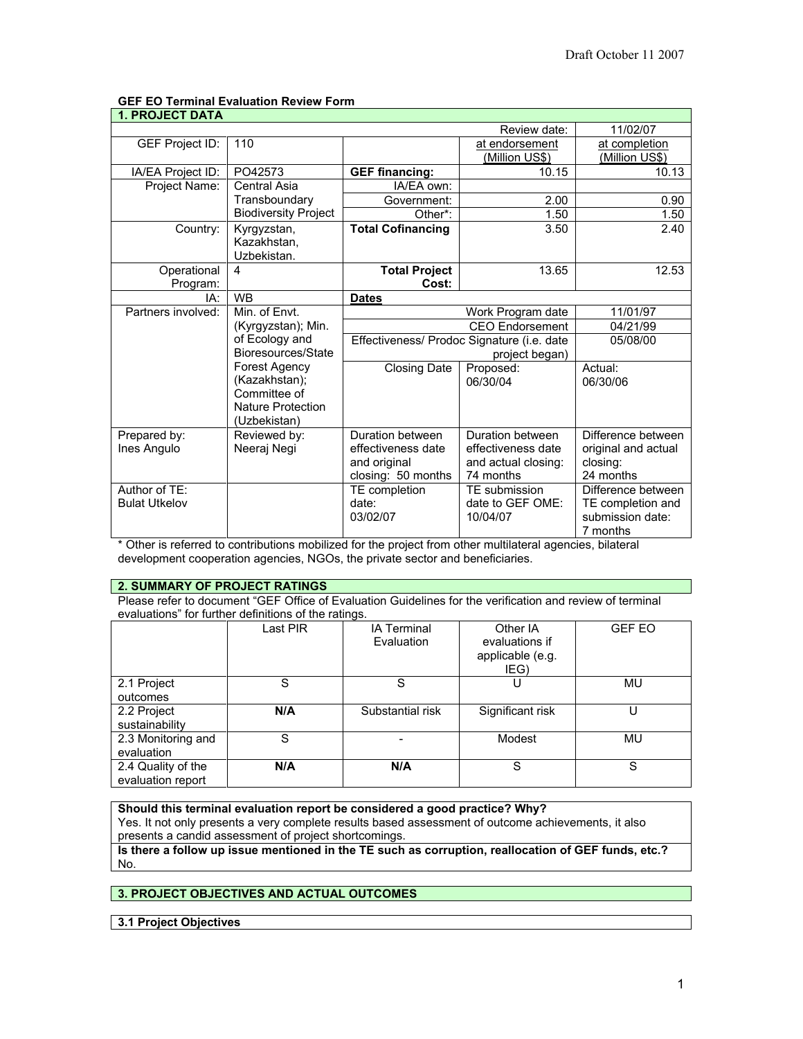Draft October 11 2007

**GEF EO Terminal Evaluation Review Form**

## 1. PROJECT DATA

| | | | Review date: | 11/02/07 |
|---|---|---|---|---|
| GEF Project ID: | 110 | | at endorsement (Million US$) | at completion (Million US$) |
| IA/EA Project ID: | PO42573 | **GEF financing:** | 10.15 | 10.13 |
| Project Name: | Central Asia Transboundary Biodiversity Project | IA/EA own: | | |
| | | Government: | 2.00 | 0.90 |
| | | Other*: | 1.50 | 1.50 |
| Country: | Kyrgyzstan, Kazakhstan, Uzbekistan. | **Total Cofinancing** | 3.50 | 2.40 |
| Operational Program: | 4 | **Total Project Cost:** | 13.65 | 12.53 |
| IA: | WB | **Dates** | | |
| Partners involved: | Min. of Envt. (Kyrgyzstan); Min. of Ecology and Bioresources/State Forest Agency (Kazakhstan); Committee of Nature Protection (Uzbekistan) | | Work Program date | 11/01/97 |
| | | | CEO Endorsement | 04/21/99 |
| | | Effectiveness/ Prodoc Signature (i.e. date project began) | | 05/08/00 |
| | | Closing Date | Proposed: 06/30/04 | Actual: 06/30/06 |
| Prepared by: Ines Angulo | Reviewed by: Neeraj Negi | Duration between effectiveness date and original closing: 50 months | Duration between effectiveness date and actual closing: 74 months | Difference between original and actual closing: 24 months |
| Author of TE: Bulat Utkelov | | TE completion date: 03/02/07 | TE submission date to GEF OME: 10/04/07 | Difference between TE completion and submission date: 7 months |

* Other is referred to contributions mobilized for the project from other multilateral agencies, bilateral development cooperation agencies, NGOs, the private sector and beneficiaries.

## 2. SUMMARY OF PROJECT RATINGS

Please refer to document "GEF Office of Evaluation Guidelines for the verification and review of terminal evaluations" for further definitions of the ratings.

| | Last PIR | IA Terminal Evaluation | Other IA evaluations if applicable (e.g. IEG) | GEF EO |
|---|---|---|---|---|
| 2.1 Project outcomes | S | S | U | MU |
| 2.2 Project sustainability | **N/A** | Substantial risk | Significant risk | U |
| 2.3 Monitoring and evaluation | S | - | Modest | MU |
| 2.4 Quality of the evaluation report | **N/A** | **N/A** | S | S |

**Should this terminal evaluation report be considered a good practice? Why?**
Yes. It not only presents a very complete results based assessment of outcome achievements, it also presents a candid assessment of project shortcomings.

**Is there a follow up issue mentioned in the TE such as corruption, reallocation of GEF funds, etc.?**
No.

## 3. PROJECT OBJECTIVES AND ACTUAL OUTCOMES

### 3.1 Project Objectives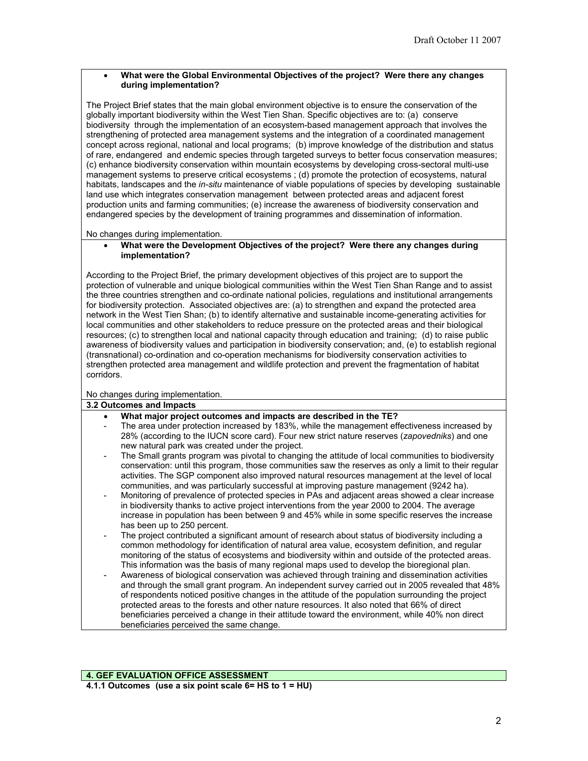- **What were the Global Environmental Objectives of the project? Were there any changes during implementation?**

The Project Brief states that the main global environment objective is to ensure the conservation of the globally important biodiversity within the West Tien Shan. Specific objectives are to: (a) conserve biodiversity through the implementation of an ecosystem-based management approach that involves the strengthening of protected area management systems and the integration of a coordinated management concept across regional, national and local programs; (b) improve knowledge of the distribution and status of rare, endangered and endemic species through targeted surveys to better focus conservation measures; (c) enhance biodiversity conservation within mountain ecosystems by developing cross-sectoral multi-use management systems to preserve critical ecosystems ; (d) promote the protection of ecosystems, natural habitats, landscapes and the *in-situ* maintenance of viable populations of species by developing sustainable land use which integrates conservation management between protected areas and adjacent forest production units and farming communities; (e) increase the awareness of biodiversity conservation and endangered species by the development of training programmes and dissemination of information.

No changes during implementation.

- **What were the Development Objectives of the project? Were there any changes during implementation?**

According to the Project Brief, the primary development objectives of this project are to support the protection of vulnerable and unique biological communities within the West Tien Shan Range and to assist the three countries strengthen and co-ordinate national policies, regulations and institutional arrangements for biodiversity protection. Associated objectives are: (a) to strengthen and expand the protected area network in the West Tien Shan; (b) to identify alternative and sustainable income-generating activities for local communities and other stakeholders to reduce pressure on the protected areas and their biological resources; (c) to strengthen local and national capacity through education and training; (d) to raise public awareness of biodiversity values and participation in biodiversity conservation; and, (e) to establish regional (transnational) co-ordination and co-operation mechanisms for biodiversity conservation activities to strengthen protected area management and wildlife protection and prevent the fragmentation of habitat corridors.

No changes during implementation.

**3.2 Outcomes and Impacts**

- **What major project outcomes and impacts are described in the TE?**
  - The area under protection increased by 183%, while the management effectiveness increased by 28% (according to the IUCN score card). Four new strict nature reserves (*zapovedniks*) and one new natural park was created under the project.
  - The Small grants program was pivotal to changing the attitude of local communities to biodiversity conservation: until this program, those communities saw the reserves as only a limit to their regular activities. The SGP component also improved natural resources management at the level of local communities, and was particularly successful at improving pasture management (9242 ha).
  - Monitoring of prevalence of protected species in PAs and adjacent areas showed a clear increase in biodiversity thanks to active project interventions from the year 2000 to 2004. The average increase in population has been between 9 and 45% while in some specific reserves the increase has been up to 250 percent.
  - The project contributed a significant amount of research about status of biodiversity including a common methodology for identification of natural area value, ecosystem definition, and regular monitoring of the status of ecosystems and biodiversity within and outside of the protected areas. This information was the basis of many regional maps used to develop the bioregional plan.
  - Awareness of biological conservation was achieved through training and dissemination activities and through the small grant program. An independent survey carried out in 2005 revealed that 48% of respondents noticed positive changes in the attitude of the population surrounding the project protected areas to the forests and other nature resources. It also noted that 66% of direct beneficiaries perceived a change in their attitude toward the environment, while 40% non direct beneficiaries perceived the same change.

**4. GEF EVALUATION OFFICE ASSESSMENT**

**4.1.1 Outcomes (use a six point scale 6= HS to 1 = HU)**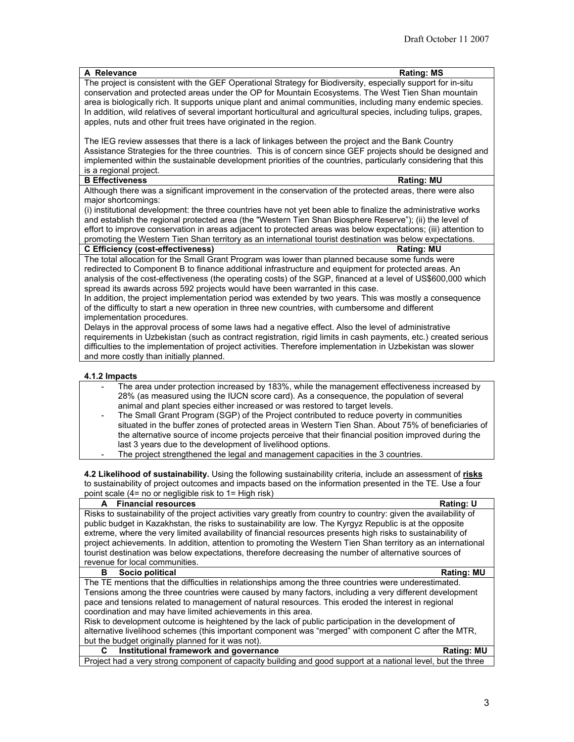| **A Relevance** | **Rating: MS** |
|---|---|
| The project is consistent with the GEF Operational Strategy for Biodiversity, especially support for in-situ conservation and protected areas under the OP for Mountain Ecosystems. The West Tien Shan mountain area is biologically rich. It supports unique plant and animal communities, including many endemic species. In addition, wild relatives of several important horticultural and agricultural species, including tulips, grapes, apples, nuts and other fruit trees have originated in the region.<br><br>The IEG review assesses that there is a lack of linkages between the project and the Bank Country Assistance Strategies for the three countries. This is of concern since GEF projects should be designed and implemented within the sustainable development priorities of the countries, particularly considering that this is a regional project. | |
| **B Effectiveness** | **Rating: MU** |
| Although there was a significant improvement in the conservation of the protected areas, there were also major shortcomings:<br>(i) institutional development: the three countries have not yet been able to finalize the administrative works and establish the regional protected area (the "Western Tien Shan Biosphere Reserve"); (ii) the level of effort to improve conservation in areas adjacent to protected areas was below expectations; (iii) attention to promoting the Western Tien Shan territory as an international tourist destination was below expectations. | |
| **C Efficiency (cost-effectiveness)** | **Rating: MU** |
| The total allocation for the Small Grant Program was lower than planned because some funds were redirected to Component B to finance additional infrastructure and equipment for protected areas. An analysis of the cost-effectiveness (the operating costs) of the SGP, financed at a level of US$600,000 which spread its awards across 592 projects would have been warranted in this case.<br>In addition, the project implementation period was extended by two years. This was mostly a consequence of the difficulty to start a new operation in three new countries, with cumbersome and different implementation procedures.<br>Delays in the approval process of some laws had a negative effect. Also the level of administrative requirements in Uzbekistan (such as contract registration, rigid limits in cash payments, etc.) created serious difficulties to the implementation of project activities. Therefore implementation in Uzbekistan was slower and more costly than initially planned. | |

**4.1.2 Impacts**

- The area under protection increased by 183%, while the management effectiveness increased by 28% (as measured using the IUCN score card). As a consequence, the population of several animal and plant species either increased or was restored to target levels.
- The Small Grant Program (SGP) of the Project contributed to reduce poverty in communities situated in the buffer zones of protected areas in Western Tien Shan. About 75% of beneficiaries of the alternative source of income projects perceive that their financial position improved during the last 3 years due to the development of livelihood options.
- The project strengthened the legal and management capacities in the 3 countries.

**4.2 Likelihood of sustainability.** Using the following sustainability criteria, include an assessment of <u>**risks**</u> to sustainability of project outcomes and impacts based on the information presented in the TE. Use a four point scale (4= no or negligible risk to 1= High risk)

| **A Financial resources** | **Rating: U** |
|---|---|
| Risks to sustainability of the project activities vary greatly from country to country: given the availability of public budget in Kazakhstan, the risks to sustainability are low. The Kyrgyz Republic is at the opposite extreme, where the very limited availability of financial resources presents high risks to sustainability of project achievements. In addition, attention to promoting the Western Tien Shan territory as an international tourist destination was below expectations, therefore decreasing the number of alternative sources of revenue for local communities. | |
| **B Socio political** | **Rating: MU** |
| The TE mentions that the difficulties in relationships among the three countries were underestimated. Tensions among the three countries were caused by many factors, including a very different development pace and tensions related to management of natural resources. This eroded the interest in regional coordination and may have limited achievements in this area.<br>Risk to development outcome is heightened by the lack of public participation in the development of alternative livelihood schemes (this important component was "merged" with component C after the MTR, but the budget originally planned for it was not). | |
| **C Institutional framework and governance** | **Rating: MU** |
| Project had a very strong component of capacity building and good support at a national level, but the three | |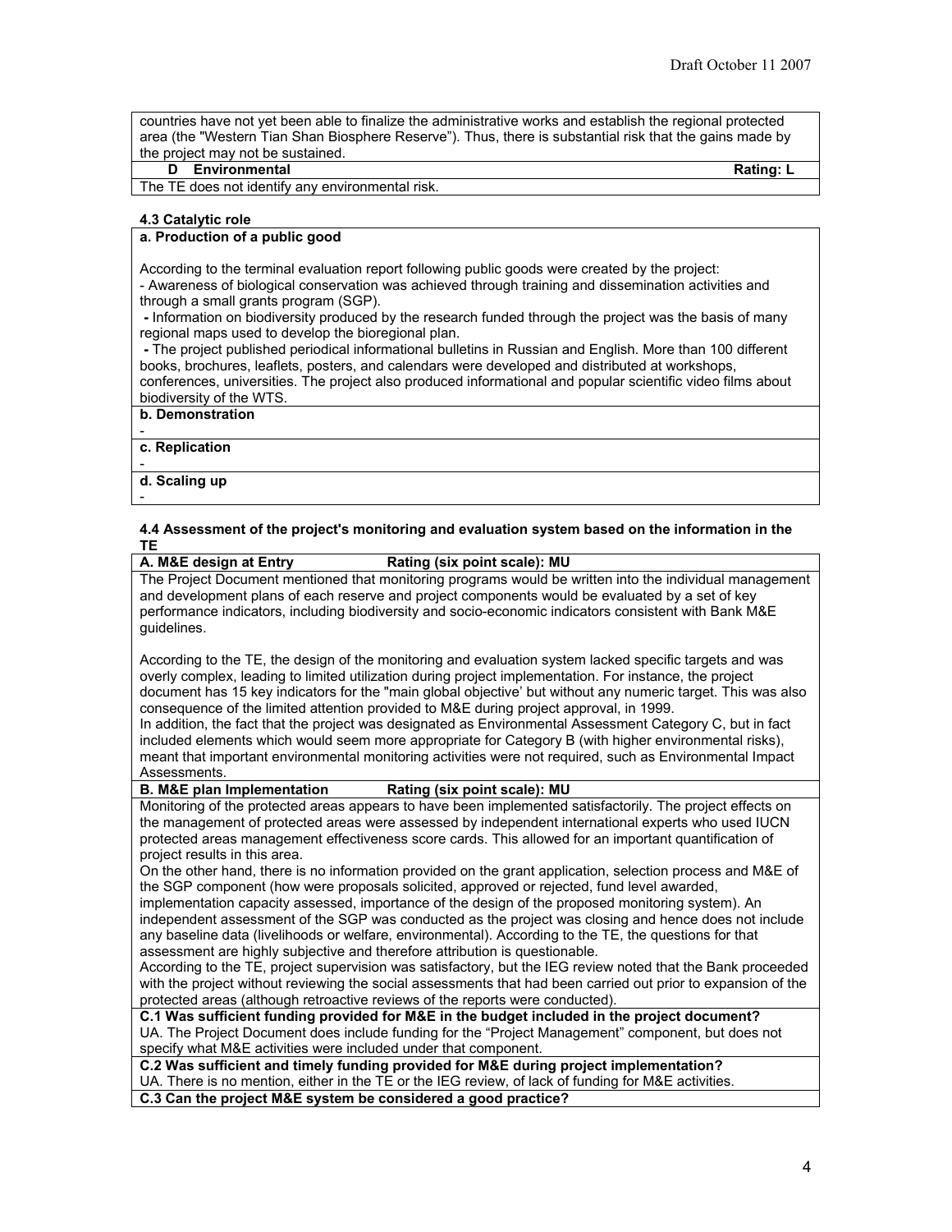countries have not yet been able to finalize the administrative works and establish the regional protected area (the "Western Tian Shan Biosphere Reserve"). Thus, there is substantial risk that the gains made by the project may not be sustained.

**D Environmental** **Rating: L**

The TE does not identify any environmental risk.

#### 4.3 Catalytic role

**a. Production of a public good**

According to the terminal evaluation report following public goods were created by the project:

- Awareness of biological conservation was achieved through training and dissemination activities and through a small grants program (SGP).
- Information on biodiversity produced by the research funded through the project was the basis of many regional maps used to develop the bioregional plan.
- The project published periodical informational bulletins in Russian and English. More than 100 different books, brochures, leaflets, posters, and calendars were developed and distributed at workshops, conferences, universities. The project also produced informational and popular scientific video films about biodiversity of the WTS.

**b. Demonstration**

-

**c. Replication**

-

**d. Scaling up**

-

#### 4.4 Assessment of the project's monitoring and evaluation system based on the information in the TE

**A. M&E design at Entry** **Rating (six point scale): MU**

The Project Document mentioned that monitoring programs would be written into the individual management and development plans of each reserve and project components would be evaluated by a set of key performance indicators, including biodiversity and socio-economic indicators consistent with Bank M&E guidelines.

According to the TE, the design of the monitoring and evaluation system lacked specific targets and was overly complex, leading to limited utilization during project implementation. For instance, the project document has 15 key indicators for the "main global objective' but without any numeric target. This was also consequence of the limited attention provided to M&E during project approval, in 1999.
In addition, the fact that the project was designated as Environmental Assessment Category C, but in fact included elements which would seem more appropriate for Category B (with higher environmental risks), meant that important environmental monitoring activities were not required, such as Environmental Impact Assessments.

**B. M&E plan Implementation** **Rating (six point scale): MU**

Monitoring of the protected areas appears to have been implemented satisfactorily. The project effects on the management of protected areas were assessed by independent international experts who used IUCN protected areas management effectiveness score cards. This allowed for an important quantification of project results in this area.
On the other hand, there is no information provided on the grant application, selection process and M&E of the SGP component (how were proposals solicited, approved or rejected, fund level awarded, implementation capacity assessed, importance of the design of the proposed monitoring system). An independent assessment of the SGP was conducted as the project was closing and hence does not include any baseline data (livelihoods or welfare, environmental). According to the TE, the questions for that assessment are highly subjective and therefore attribution is questionable.
According to the TE, project supervision was satisfactory, but the IEG review noted that the Bank proceeded with the project without reviewing the social assessments that had been carried out prior to expansion of the protected areas (although retroactive reviews of the reports were conducted).

**C.1 Was sufficient funding provided for M&E in the budget included in the project document?**

UA. The Project Document does include funding for the "Project Management" component, but does not specify what M&E activities were included under that component.

**C.2 Was sufficient and timely funding provided for M&E during project implementation?**

UA. There is no mention, either in the TE or the IEG review, of lack of funding for M&E activities.

**C.3 Can the project M&E system be considered a good practice?**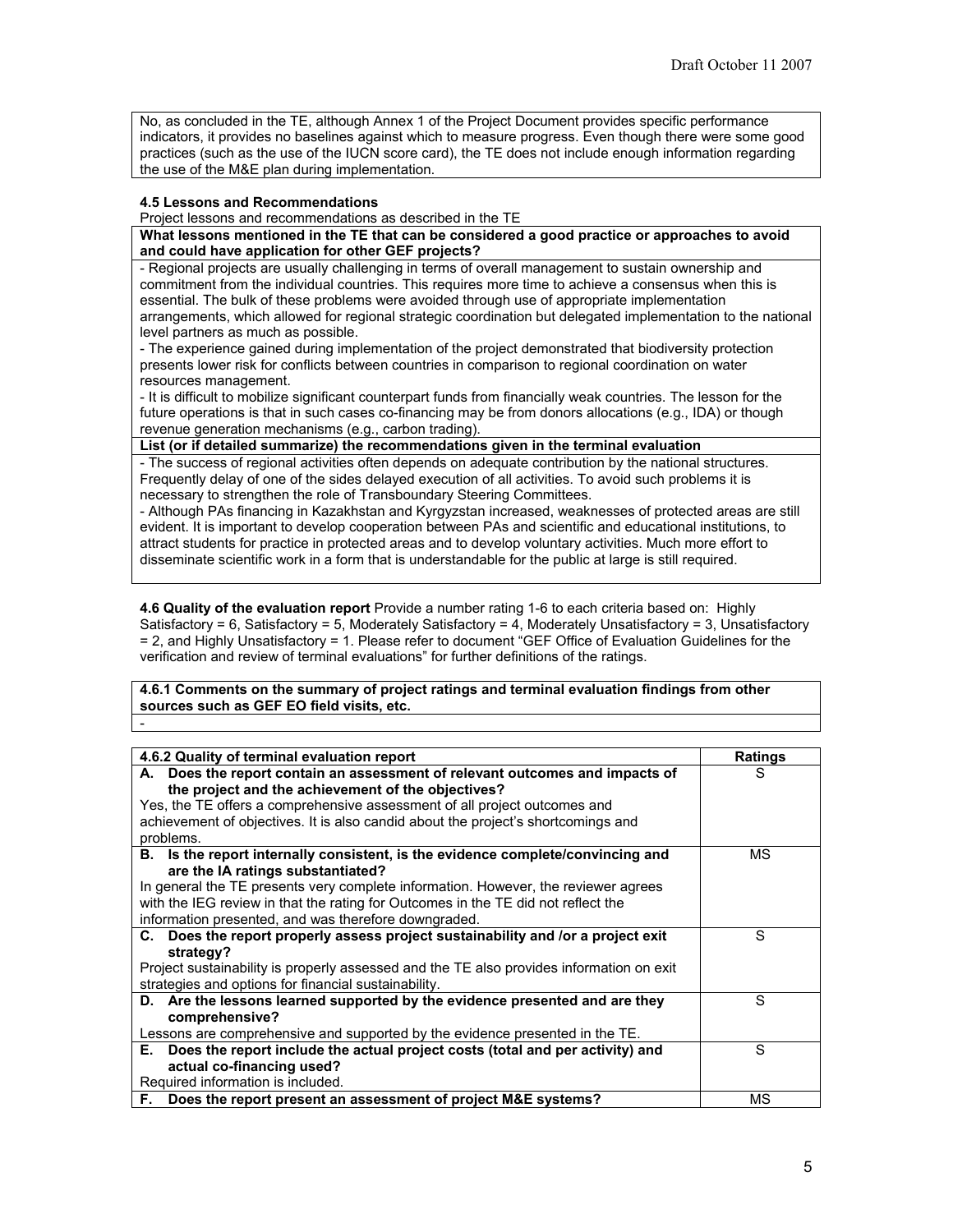No, as concluded in the TE, although Annex 1 of the Project Document provides specific performance indicators, it provides no baselines against which to measure progress. Even though there were some good practices (such as the use of the IUCN score card), the TE does not include enough information regarding the use of the M&E plan during implementation.

**4.5 Lessons and Recommendations**

Project lessons and recommendations as described in the TE

| What lessons mentioned in the TE that can be considered a good practice or approaches to avoid and could have application for other GEF projects? |
|---|
| - Regional projects are usually challenging in terms of overall management to sustain ownership and commitment from the individual countries. This requires more time to achieve a consensus when this is essential. The bulk of these problems were avoided through use of appropriate implementation arrangements, which allowed for regional strategic coordination but delegated implementation to the national level partners as much as possible.<br>- The experience gained during implementation of the project demonstrated that biodiversity protection presents lower risk for conflicts between countries in comparison to regional coordination on water resources management.<br>- It is difficult to mobilize significant counterpart funds from financially weak countries. The lesson for the future operations is that in such cases co-financing may be from donors allocations (e.g., IDA) or though revenue generation mechanisms (e.g., carbon trading). |
| **List (or if detailed summarize) the recommendations given in the terminal evaluation** |
| - The success of regional activities often depends on adequate contribution by the national structures. Frequently delay of one of the sides delayed execution of all activities. To avoid such problems it is necessary to strengthen the role of Transboundary Steering Committees.<br>- Although PAs financing in Kazakhstan and Kyrgyzstan increased, weaknesses of protected areas are still evident. It is important to develop cooperation between PAs and scientific and educational institutions, to attract students for practice in protected areas and to develop voluntary activities. Much more effort to disseminate scientific work in a form that is understandable for the public at large is still required. |

**4.6 Quality of the evaluation report** Provide a number rating 1-6 to each criteria based on: Highly Satisfactory = 6, Satisfactory = 5, Moderately Satisfactory = 4, Moderately Unsatisfactory = 3, Unsatisfactory = 2, and Highly Unsatisfactory = 1. Please refer to document "GEF Office of Evaluation Guidelines for the verification and review of terminal evaluations" for further definitions of the ratings.

| 4.6.1 Comments on the summary of project ratings and terminal evaluation findings from other sources such as GEF EO field visits, etc. |
|---|
| - |

| 4.6.2 Quality of terminal evaluation report | Ratings |
|---|---|
| **A. Does the report contain an assessment of relevant outcomes and impacts of the project and the achievement of the objectives?**<br>Yes, the TE offers a comprehensive assessment of all project outcomes and achievement of objectives. It is also candid about the project's shortcomings and problems. | S |
| **B. Is the report internally consistent, is the evidence complete/convincing and are the IA ratings substantiated?**<br>In general the TE presents very complete information. However, the reviewer agrees with the IEG review in that the rating for Outcomes in the TE did not reflect the information presented, and was therefore downgraded. | MS |
| **C. Does the report properly assess project sustainability and /or a project exit strategy?**<br>Project sustainability is properly assessed and the TE also provides information on exit strategies and options for financial sustainability. | S |
| **D. Are the lessons learned supported by the evidence presented and are they comprehensive?**<br>Lessons are comprehensive and supported by the evidence presented in the TE. | S |
| **E. Does the report include the actual project costs (total and per activity) and actual co-financing used?**<br>Required information is included. | S |
| **F. Does the report present an assessment of project M&E systems?** | MS |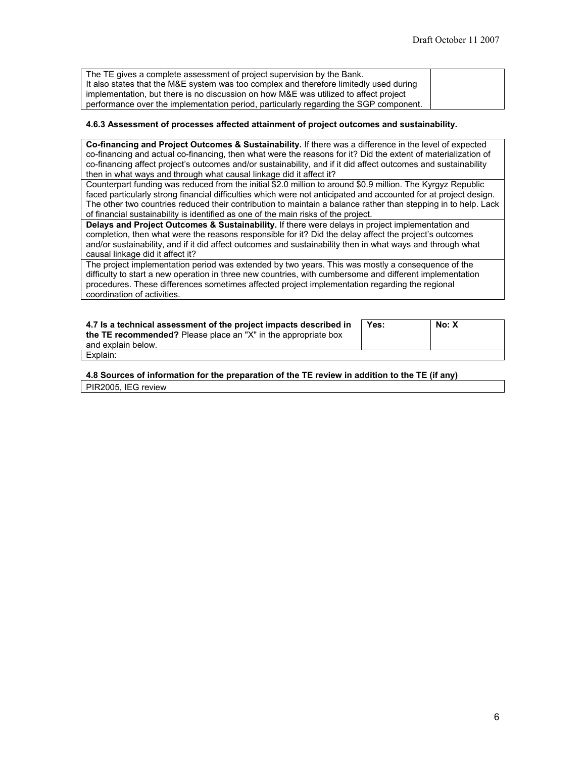| | |
|---|---|
| The TE gives a complete assessment of project supervision by the Bank.<br>It also states that the M&E system was too complex and therefore limitedly used during implementation, but there is no discussion on how M&E was utilized to affect project performance over the implementation period, particularly regarding the SGP component. | |

#### 4.6.3 Assessment of processes affected attainment of project outcomes and sustainability.

| |
|---|
| **Co-financing and Project Outcomes & Sustainability.** If there was a difference in the level of expected co-financing and actual co-financing, then what were the reasons for it? Did the extent of materialization of co-financing affect project's outcomes and/or sustainability, and if it did affect outcomes and sustainability then in what ways and through what causal linkage did it affect it? |
| Counterpart funding was reduced from the initial $2.0 million to around $0.9 million. The Kyrgyz Republic faced particularly strong financial difficulties which were not anticipated and accounted for at project design. The other two countries reduced their contribution to maintain a balance rather than stepping in to help. Lack of financial sustainability is identified as one of the main risks of the project. |
| **Delays and Project Outcomes & Sustainability.** If there were delays in project implementation and completion, then what were the reasons responsible for it? Did the delay affect the project's outcomes and/or sustainability, and if it did affect outcomes and sustainability then in what ways and through what causal linkage did it affect it? |
| The project implementation period was extended by two years. This was mostly a consequence of the difficulty to start a new operation in three new countries, with cumbersome and different implementation procedures. These differences sometimes affected project implementation regarding the regional coordination of activities. |

| | | |
|---|---|---|
| **4.7 Is a technical assessment of the project impacts described in the TE recommended?** Please place an "X" in the appropriate box and explain below. | **Yes:** | **No: X** |
| Explain: | | |

#### 4.8 Sources of information for the preparation of the TE review in addition to the TE (if any)

PIR2005, IEG review